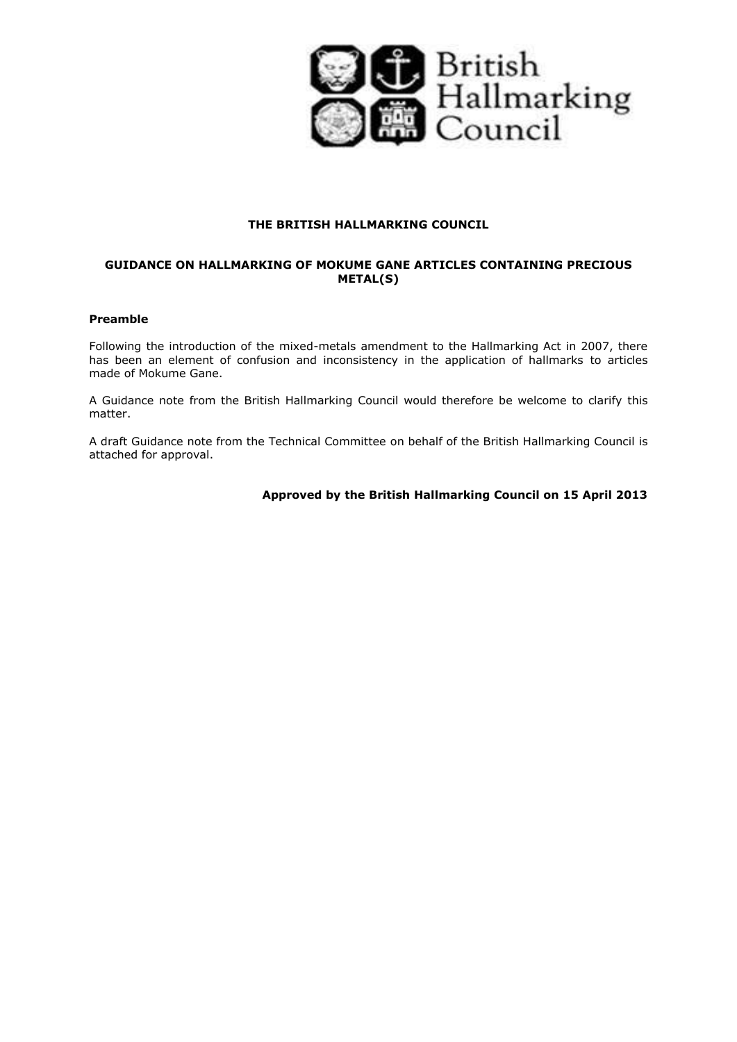British Hallmarking Council

# THE BRITISH HALLMARKING COUNCIL

## GUIDANCE ON HALLMARKING OF MOKUME GANE ARTICLES CONTAINING PRECIOUS METAL(S)

### Preamble

Following the introduction of the mixed-metals amendment to the Hallmarking Act in 2007, there has been an element of confusion and inconsistency in the application of hallmarks to articles made of Mokume Gane.

A Guidance note from the British Hallmarking Council would therefore be welcome to clarify this matter.

A draft Guidance note from the Technical Committee on behalf of the British Hallmarking Council is attached for approval.

**Approved by the British Hallmarking Council on 15 April 2013**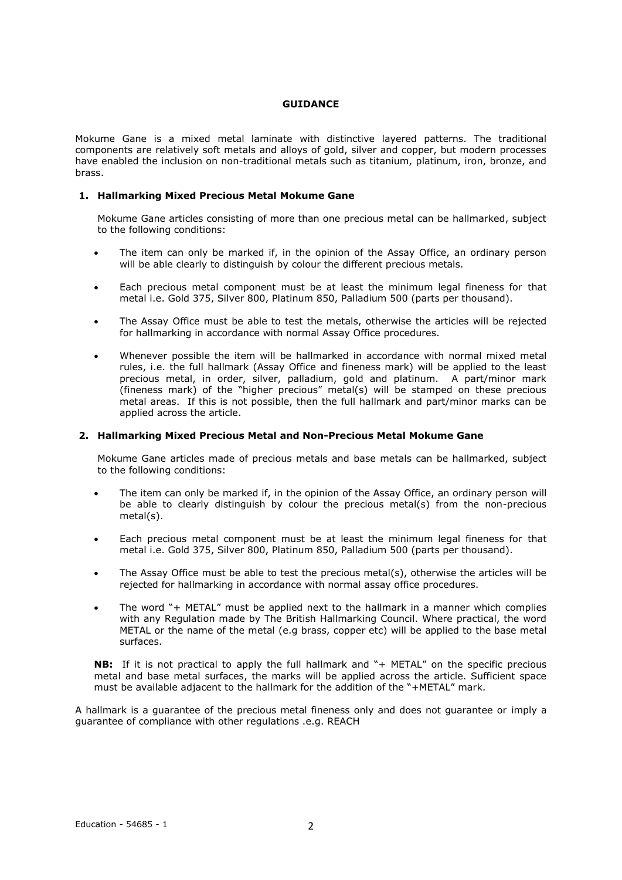**GUIDANCE**

Mokume Gane is a mixed metal laminate with distinctive layered patterns. The traditional components are relatively soft metals and alloys of gold, silver and copper, but modern processes have enabled the inclusion on non-traditional metals such as titanium, platinum, iron, bronze, and brass.

**1. Hallmarking Mixed Precious Metal Mokume Gane**

Mokume Gane articles consisting of more than one precious metal can be hallmarked, subject to the following conditions:

- The item can only be marked if, in the opinion of the Assay Office, an ordinary person will be able clearly to distinguish by colour the different precious metals.
- Each precious metal component must be at least the minimum legal fineness for that metal i.e. Gold 375, Silver 800, Platinum 850, Palladium 500 (parts per thousand).
- The Assay Office must be able to test the metals, otherwise the articles will be rejected for hallmarking in accordance with normal Assay Office procedures.
- Whenever possible the item will be hallmarked in accordance with normal mixed metal rules, i.e. the full hallmark (Assay Office and fineness mark) will be applied to the least precious metal, in order, silver, palladium, gold and platinum. A part/minor mark (fineness mark) of the "higher precious" metal(s) will be stamped on these precious metal areas. If this is not possible, then the full hallmark and part/minor marks can be applied across the article.

**2. Hallmarking Mixed Precious Metal and Non-Precious Metal Mokume Gane**

Mokume Gane articles made of precious metals and base metals can be hallmarked, subject to the following conditions:

- The item can only be marked if, in the opinion of the Assay Office, an ordinary person will be able to clearly distinguish by colour the precious metal(s) from the non-precious metal(s).
- Each precious metal component must be at least the minimum legal fineness for that metal i.e. Gold 375, Silver 800, Platinum 850, Palladium 500 (parts per thousand).
- The Assay Office must be able to test the precious metal(s), otherwise the articles will be rejected for hallmarking in accordance with normal assay office procedures.
- The word "+ METAL" must be applied next to the hallmark in a manner which complies with any Regulation made by The British Hallmarking Council. Where practical, the word METAL or the name of the metal (e.g brass, copper etc) will be applied to the base metal surfaces.

**NB:** If it is not practical to apply the full hallmark and "+ METAL" on the specific precious metal and base metal surfaces, the marks will be applied across the article. Sufficient space must be available adjacent to the hallmark for the addition of the "+METAL" mark.

A hallmark is a guarantee of the precious metal fineness only and does not guarantee or imply a guarantee of compliance with other regulations .e.g. REACH

Education - 54685 - 1